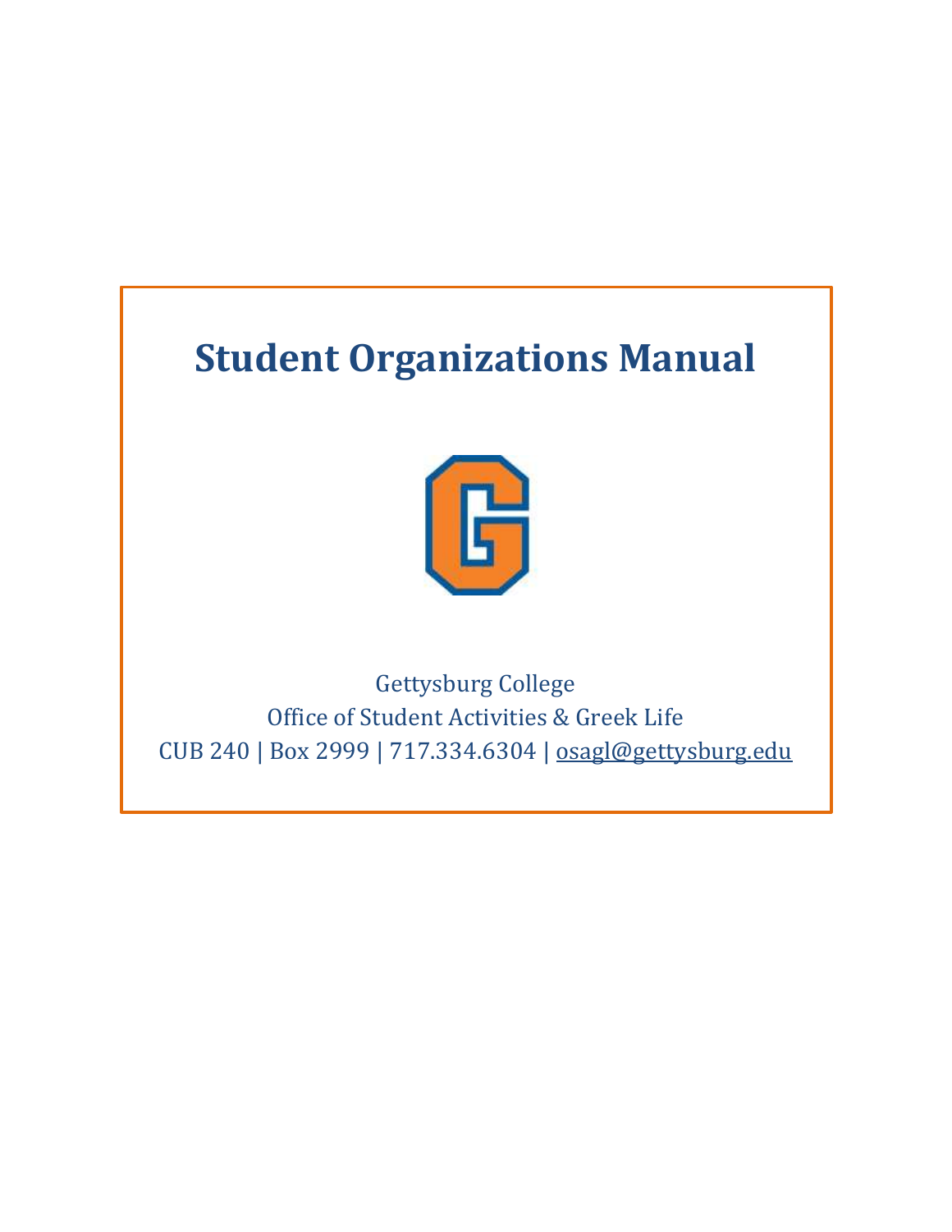# Student Organizations Manual

Gettysburg College

Office of Student Activities & Greek Life

CUB 240 | Box 2999 | 717.334.6304 | osagl@gettysburg.edu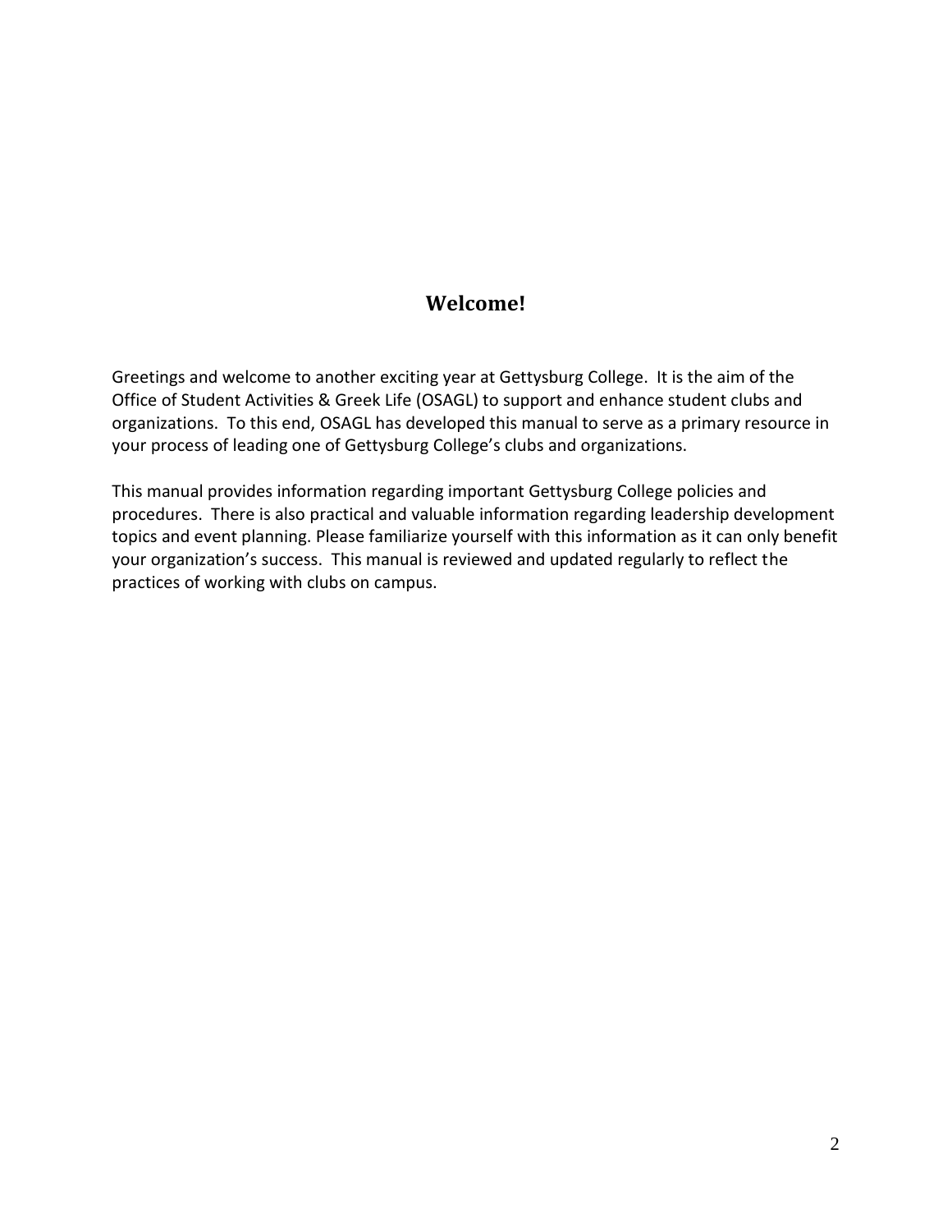# Welcome!

Greetings and welcome to another exciting year at Gettysburg College. It is the aim of the Office of Student Activities & Greek Life (OSAGL) to support and enhance student clubs and organizations. To this end, OSAGL has developed this manual to serve as a primary resource in your process of leading one of Gettysburg College's clubs and organizations.

This manual provides information regarding important Gettysburg College policies and procedures. There is also practical and valuable information regarding leadership development topics and event planning. Please familiarize yourself with this information as it can only benefit your organization's success. This manual is reviewed and updated regularly to reflect the practices of working with clubs on campus.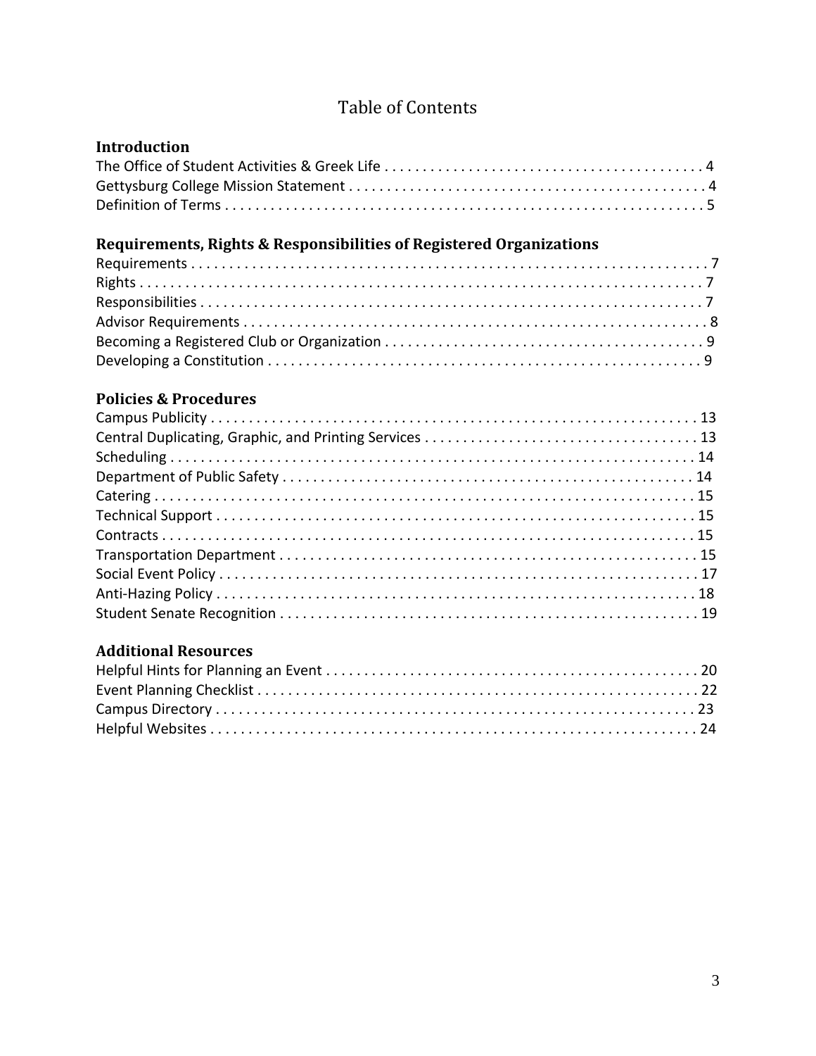# Table of Contents

## Introduction

The Office of Student Activities & Greek Life . . . . . . . . . . . . . . . . . . . . . . . . . . . . . . . . . . . . . . . . . . 4
Gettysburg College Mission Statement . . . . . . . . . . . . . . . . . . . . . . . . . . . . . . . . . . . . . . . . . . . . . . . 4
Definition of Terms . . . . . . . . . . . . . . . . . . . . . . . . . . . . . . . . . . . . . . . . . . . . . . . . . . . . . . . . . . . . . . . 5

## Requirements, Rights & Responsibilities of Registered Organizations

Requirements . . . . . . . . . . . . . . . . . . . . . . . . . . . . . . . . . . . . . . . . . . . . . . . . . . . . . . . . . . . . . . . . . . . 7
Rights . . . . . . . . . . . . . . . . . . . . . . . . . . . . . . . . . . . . . . . . . . . . . . . . . . . . . . . . . . . . . . . . . . . . . . . . . . 7
Responsibilities . . . . . . . . . . . . . . . . . . . . . . . . . . . . . . . . . . . . . . . . . . . . . . . . . . . . . . . . . . . . . . . . . . 7
Advisor Requirements . . . . . . . . . . . . . . . . . . . . . . . . . . . . . . . . . . . . . . . . . . . . . . . . . . . . . . . . . . . . . 8
Becoming a Registered Club or Organization . . . . . . . . . . . . . . . . . . . . . . . . . . . . . . . . . . . . . . . . . . 9
Developing a Constitution . . . . . . . . . . . . . . . . . . . . . . . . . . . . . . . . . . . . . . . . . . . . . . . . . . . . . . . . . . 9

## Policies & Procedures

Campus Publicity . . . . . . . . . . . . . . . . . . . . . . . . . . . . . . . . . . . . . . . . . . . . . . . . . . . . . . . . . . . . . . . . . 13
Central Duplicating, Graphic, and Printing Services . . . . . . . . . . . . . . . . . . . . . . . . . . . . . . . . . . . . 13
Scheduling . . . . . . . . . . . . . . . . . . . . . . . . . . . . . . . . . . . . . . . . . . . . . . . . . . . . . . . . . . . . . . . . . . . . . . 14
Department of Public Safety . . . . . . . . . . . . . . . . . . . . . . . . . . . . . . . . . . . . . . . . . . . . . . . . . . . . . . . 14
Catering . . . . . . . . . . . . . . . . . . . . . . . . . . . . . . . . . . . . . . . . . . . . . . . . . . . . . . . . . . . . . . . . . . . . . . . . 15
Technical Support . . . . . . . . . . . . . . . . . . . . . . . . . . . . . . . . . . . . . . . . . . . . . . . . . . . . . . . . . . . . . . . . 15
Contracts . . . . . . . . . . . . . . . . . . . . . . . . . . . . . . . . . . . . . . . . . . . . . . . . . . . . . . . . . . . . . . . . . . . . . . . 15
Transportation Department . . . . . . . . . . . . . . . . . . . . . . . . . . . . . . . . . . . . . . . . . . . . . . . . . . . . . . . . 15
Social Event Policy . . . . . . . . . . . . . . . . . . . . . . . . . . . . . . . . . . . . . . . . . . . . . . . . . . . . . . . . . . . . . . . 17
Anti-Hazing Policy . . . . . . . . . . . . . . . . . . . . . . . . . . . . . . . . . . . . . . . . . . . . . . . . . . . . . . . . . . . . . . . 18
Student Senate Recognition . . . . . . . . . . . . . . . . . . . . . . . . . . . . . . . . . . . . . . . . . . . . . . . . . . . . . . . 19

## Additional Resources

Helpful Hints for Planning an Event . . . . . . . . . . . . . . . . . . . . . . . . . . . . . . . . . . . . . . . . . . . . . . . . 20
Event Planning Checklist . . . . . . . . . . . . . . . . . . . . . . . . . . . . . . . . . . . . . . . . . . . . . . . . . . . . . . . . . 22
Campus Directory . . . . . . . . . . . . . . . . . . . . . . . . . . . . . . . . . . . . . . . . . . . . . . . . . . . . . . . . . . . . . . . 23
Helpful Websites . . . . . . . . . . . . . . . . . . . . . . . . . . . . . . . . . . . . . . . . . . . . . . . . . . . . . . . . . . . . . . . . 24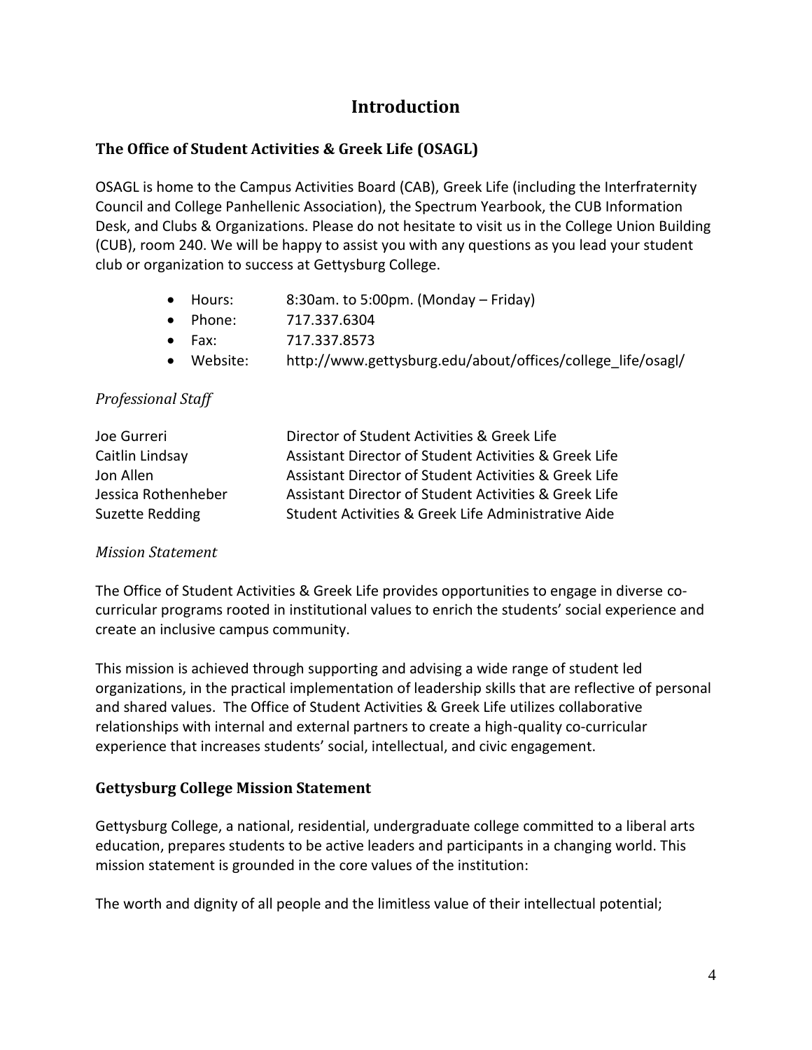# Introduction

## The Office of Student Activities & Greek Life (OSAGL)

OSAGL is home to the Campus Activities Board (CAB), Greek Life (including the Interfraternity Council and College Panhellenic Association), the Spectrum Yearbook, the CUB Information Desk, and Clubs & Organizations. Please do not hesitate to visit us in the College Union Building (CUB), room 240. We will be happy to assist you with any questions as you lead your student club or organization to success at Gettysburg College.

- Hours: 8:30am. to 5:00pm. (Monday – Friday)
- Phone: 717.337.6304
- Fax: 717.337.8573
- Website: http://www.gettysburg.edu/about/offices/college_life/osagl/

### *Professional Staff*

| | |
|---|---|
| Joe Gurreri | Director of Student Activities & Greek Life |
| Caitlin Lindsay | Assistant Director of Student Activities & Greek Life |
| Jon Allen | Assistant Director of Student Activities & Greek Life |
| Jessica Rothenheber | Assistant Director of Student Activities & Greek Life |
| Suzette Redding | Student Activities & Greek Life Administrative Aide |

### *Mission Statement*

The Office of Student Activities & Greek Life provides opportunities to engage in diverse co-curricular programs rooted in institutional values to enrich the students' social experience and create an inclusive campus community.

This mission is achieved through supporting and advising a wide range of student led organizations, in the practical implementation of leadership skills that are reflective of personal and shared values. The Office of Student Activities & Greek Life utilizes collaborative relationships with internal and external partners to create a high-quality co-curricular experience that increases students' social, intellectual, and civic engagement.

## Gettysburg College Mission Statement

Gettysburg College, a national, residential, undergraduate college committed to a liberal arts education, prepares students to be active leaders and participants in a changing world. This mission statement is grounded in the core values of the institution:

The worth and dignity of all people and the limitless value of their intellectual potential;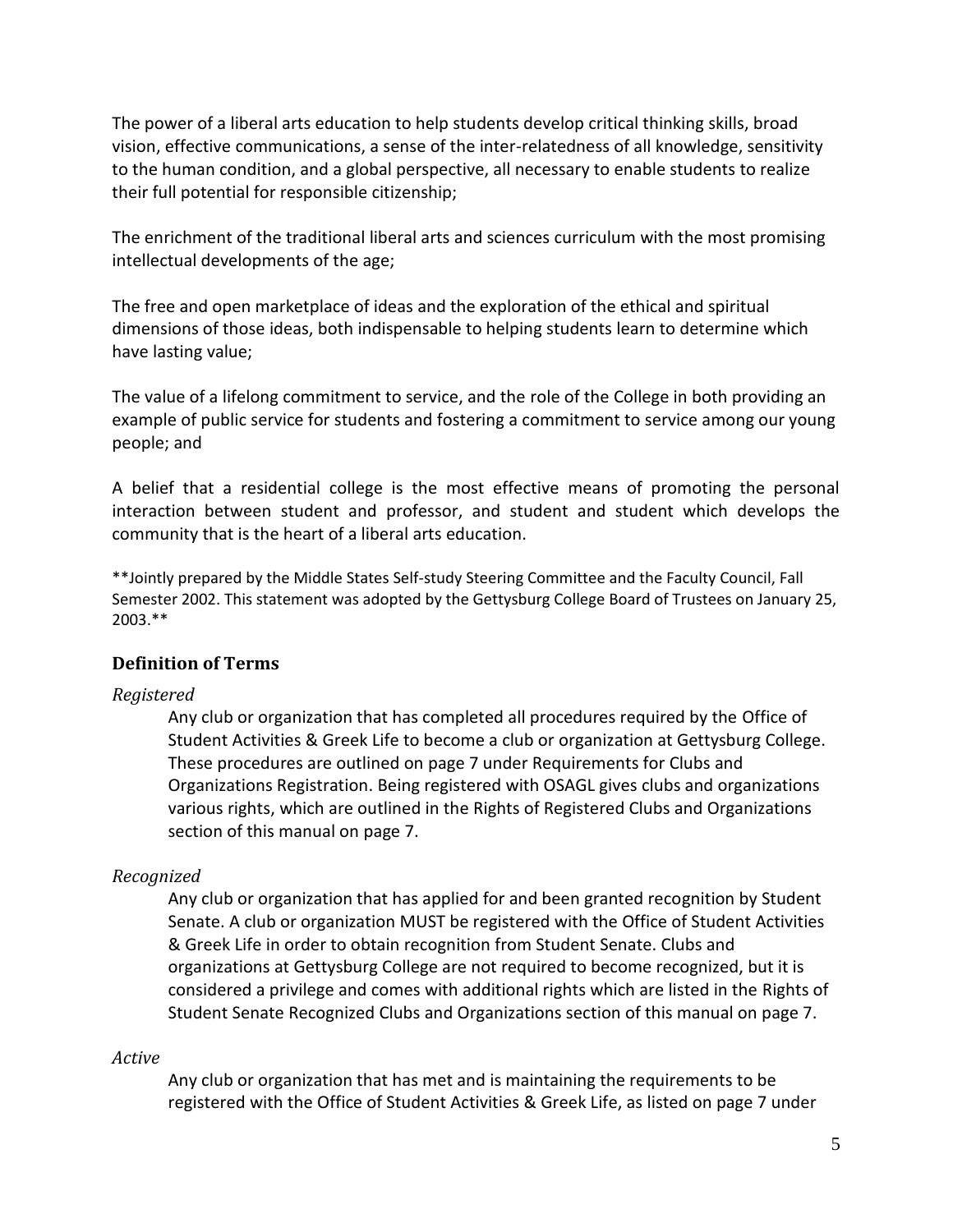The power of a liberal arts education to help students develop critical thinking skills, broad vision, effective communications, a sense of the inter-relatedness of all knowledge, sensitivity to the human condition, and a global perspective, all necessary to enable students to realize their full potential for responsible citizenship;

The enrichment of the traditional liberal arts and sciences curriculum with the most promising intellectual developments of the age;

The free and open marketplace of ideas and the exploration of the ethical and spiritual dimensions of those ideas, both indispensable to helping students learn to determine which have lasting value;

The value of a lifelong commitment to service, and the role of the College in both providing an example of public service for students and fostering a commitment to service among our young people; and

A belief that a residential college is the most effective means of promoting the personal interaction between student and professor, and student and student which develops the community that is the heart of a liberal arts education.

**Jointly prepared by the Middle States Self-study Steering Committee and the Faculty Council, Fall Semester 2002. This statement was adopted by the Gettysburg College Board of Trustees on January 25, 2003.**

## Definition of Terms

*Registered*

Any club or organization that has completed all procedures required by the Office of Student Activities & Greek Life to become a club or organization at Gettysburg College. These procedures are outlined on page 7 under Requirements for Clubs and Organizations Registration. Being registered with OSAGL gives clubs and organizations various rights, which are outlined in the Rights of Registered Clubs and Organizations section of this manual on page 7.

*Recognized*

Any club or organization that has applied for and been granted recognition by Student Senate. A club or organization MUST be registered with the Office of Student Activities & Greek Life in order to obtain recognition from Student Senate. Clubs and organizations at Gettysburg College are not required to become recognized, but it is considered a privilege and comes with additional rights which are listed in the Rights of Student Senate Recognized Clubs and Organizations section of this manual on page 7.

*Active*

Any club or organization that has met and is maintaining the requirements to be registered with the Office of Student Activities & Greek Life, as listed on page 7 under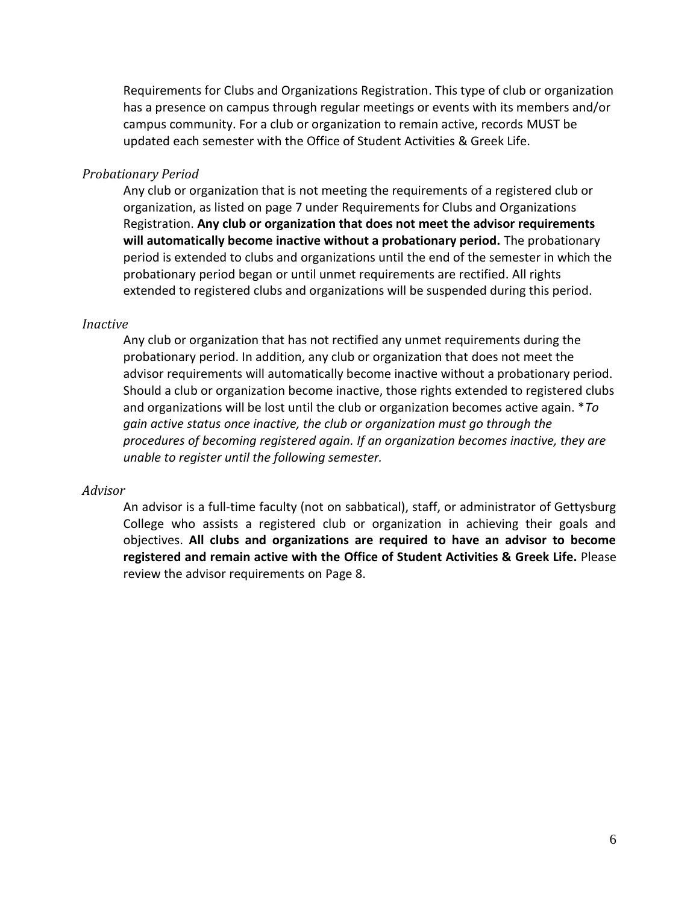Requirements for Clubs and Organizations Registration. This type of club or organization has a presence on campus through regular meetings or events with its members and/or campus community. For a club or organization to remain active, records MUST be updated each semester with the Office of Student Activities & Greek Life.

### *Probationary Period*

Any club or organization that is not meeting the requirements of a registered club or organization, as listed on page 7 under Requirements for Clubs and Organizations Registration. **Any club or organization that does not meet the advisor requirements will automatically become inactive without a probationary period.** The probationary period is extended to clubs and organizations until the end of the semester in which the probationary period began or until unmet requirements are rectified. All rights extended to registered clubs and organizations will be suspended during this period.

### *Inactive*

Any club or organization that has not rectified any unmet requirements during the probationary period. In addition, any club or organization that does not meet the advisor requirements will automatically become inactive without a probationary period. Should a club or organization become inactive, those rights extended to registered clubs and organizations will be lost until the club or organization becomes active again. \**To gain active status once inactive, the club or organization must go through the procedures of becoming registered again. If an organization becomes inactive, they are unable to register until the following semester.*

### *Advisor*

An advisor is a full-time faculty (not on sabbatical), staff, or administrator of Gettysburg College who assists a registered club or organization in achieving their goals and objectives. **All clubs and organizations are required to have an advisor to become registered and remain active with the Office of Student Activities & Greek Life.** Please review the advisor requirements on Page 8.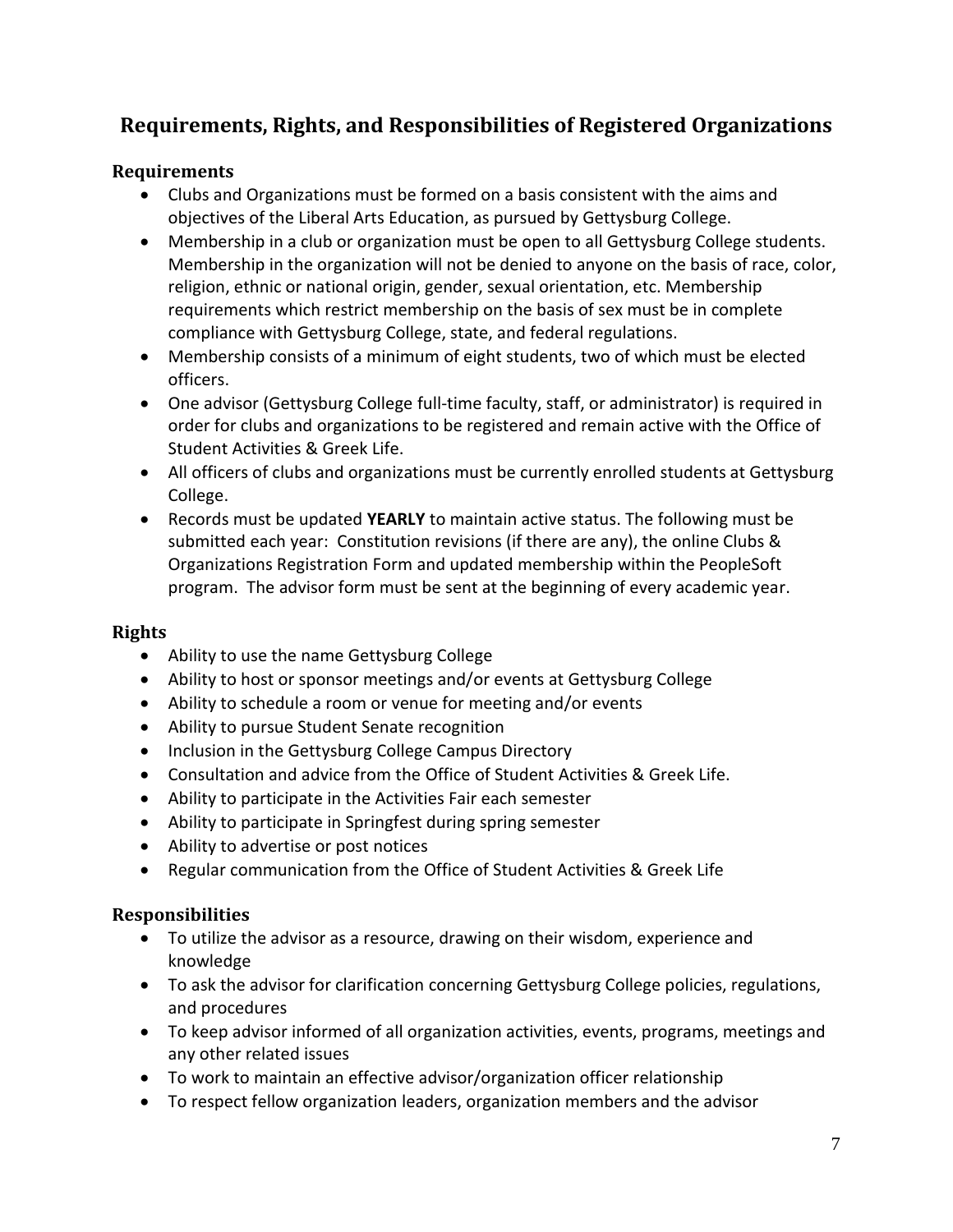## Requirements, Rights, and Responsibilities of Registered Organizations

### Requirements

- Clubs and Organizations must be formed on a basis consistent with the aims and objectives of the Liberal Arts Education, as pursued by Gettysburg College.
- Membership in a club or organization must be open to all Gettysburg College students. Membership in the organization will not be denied to anyone on the basis of race, color, religion, ethnic or national origin, gender, sexual orientation, etc. Membership requirements which restrict membership on the basis of sex must be in complete compliance with Gettysburg College, state, and federal regulations.
- Membership consists of a minimum of eight students, two of which must be elected officers.
- One advisor (Gettysburg College full-time faculty, staff, or administrator) is required in order for clubs and organizations to be registered and remain active with the Office of Student Activities & Greek Life.
- All officers of clubs and organizations must be currently enrolled students at Gettysburg College.
- Records must be updated **YEARLY** to maintain active status. The following must be submitted each year: Constitution revisions (if there are any), the online Clubs & Organizations Registration Form and updated membership within the PeopleSoft program. The advisor form must be sent at the beginning of every academic year.

### Rights

- Ability to use the name Gettysburg College
- Ability to host or sponsor meetings and/or events at Gettysburg College
- Ability to schedule a room or venue for meeting and/or events
- Ability to pursue Student Senate recognition
- Inclusion in the Gettysburg College Campus Directory
- Consultation and advice from the Office of Student Activities & Greek Life.
- Ability to participate in the Activities Fair each semester
- Ability to participate in Springfest during spring semester
- Ability to advertise or post notices
- Regular communication from the Office of Student Activities & Greek Life

### Responsibilities

- To utilize the advisor as a resource, drawing on their wisdom, experience and knowledge
- To ask the advisor for clarification concerning Gettysburg College policies, regulations, and procedures
- To keep advisor informed of all organization activities, events, programs, meetings and any other related issues
- To work to maintain an effective advisor/organization officer relationship
- To respect fellow organization leaders, organization members and the advisor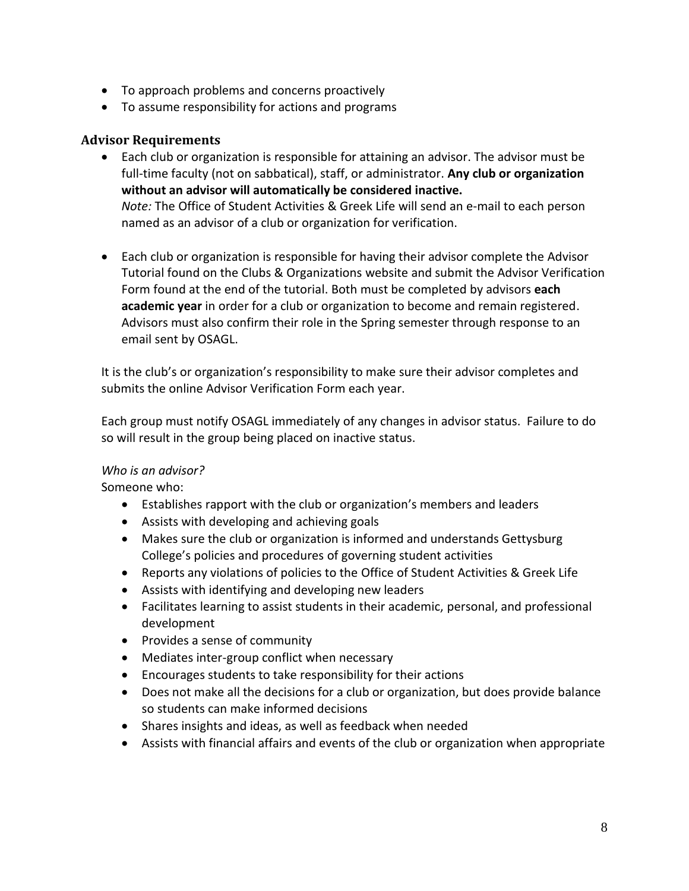- To approach problems and concerns proactively
- To assume responsibility for actions and programs

## Advisor Requirements

- Each club or organization is responsible for attaining an advisor. The advisor must be full-time faculty (not on sabbatical), staff, or administrator. **Any club or organization without an advisor will automatically be considered inactive.**
  *Note:* The Office of Student Activities & Greek Life will send an e-mail to each person named as an advisor of a club or organization for verification.

- Each club or organization is responsible for having their advisor complete the Advisor Tutorial found on the Clubs & Organizations website and submit the Advisor Verification Form found at the end of the tutorial. Both must be completed by advisors **each academic year** in order for a club or organization to become and remain registered. Advisors must also confirm their role in the Spring semester through response to an email sent by OSAGL.

It is the club's or organization's responsibility to make sure their advisor completes and submits the online Advisor Verification Form each year.

Each group must notify OSAGL immediately of any changes in advisor status. Failure to do so will result in the group being placed on inactive status.

*Who is an advisor?*

Someone who:

- Establishes rapport with the club or organization's members and leaders
- Assists with developing and achieving goals
- Makes sure the club or organization is informed and understands Gettysburg College's policies and procedures of governing student activities
- Reports any violations of policies to the Office of Student Activities & Greek Life
- Assists with identifying and developing new leaders
- Facilitates learning to assist students in their academic, personal, and professional development
- Provides a sense of community
- Mediates inter-group conflict when necessary
- Encourages students to take responsibility for their actions
- Does not make all the decisions for a club or organization, but does provide balance so students can make informed decisions
- Shares insights and ideas, as well as feedback when needed
- Assists with financial affairs and events of the club or organization when appropriate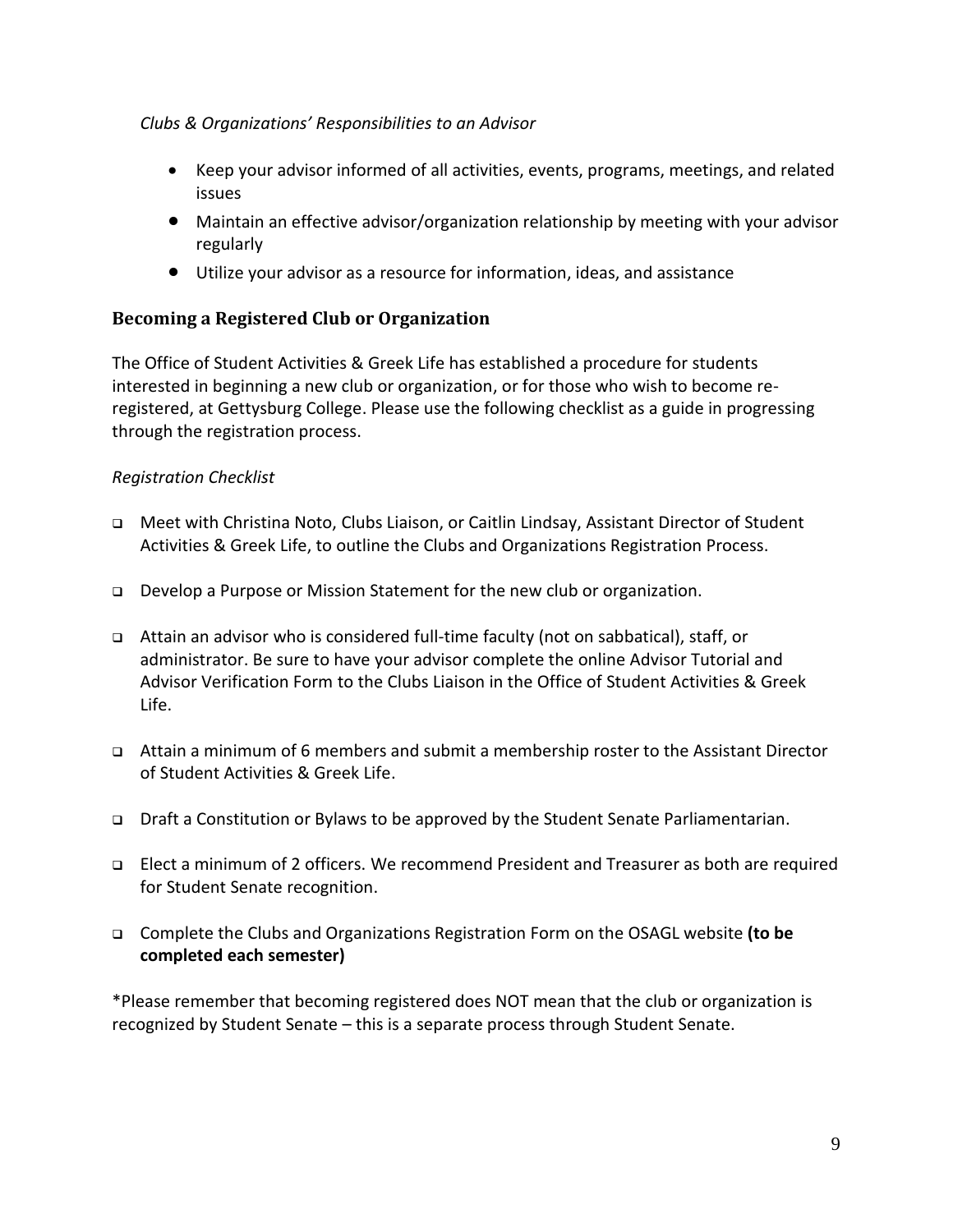*Clubs & Organizations' Responsibilities to an Advisor*

- Keep your advisor informed of all activities, events, programs, meetings, and related issues
- Maintain an effective advisor/organization relationship by meeting with your advisor regularly
- Utilize your advisor as a resource for information, ideas, and assistance

## Becoming a Registered Club or Organization

The Office of Student Activities & Greek Life has established a procedure for students interested in beginning a new club or organization, or for those who wish to become re-registered, at Gettysburg College. Please use the following checklist as a guide in progressing through the registration process.

*Registration Checklist*

- [ ] Meet with Christina Noto, Clubs Liaison, or Caitlin Lindsay, Assistant Director of Student Activities & Greek Life, to outline the Clubs and Organizations Registration Process.
- [ ] Develop a Purpose or Mission Statement for the new club or organization.
- [ ] Attain an advisor who is considered full-time faculty (not on sabbatical), staff, or administrator. Be sure to have your advisor complete the online Advisor Tutorial and Advisor Verification Form to the Clubs Liaison in the Office of Student Activities & Greek Life.
- [ ] Attain a minimum of 6 members and submit a membership roster to the Assistant Director of Student Activities & Greek Life.
- [ ] Draft a Constitution or Bylaws to be approved by the Student Senate Parliamentarian.
- [ ] Elect a minimum of 2 officers. We recommend President and Treasurer as both are required for Student Senate recognition.
- [ ] Complete the Clubs and Organizations Registration Form on the OSAGL website **(to be completed each semester)**

*Please remember that becoming registered does NOT mean that the club or organization is recognized by Student Senate – this is a separate process through Student Senate.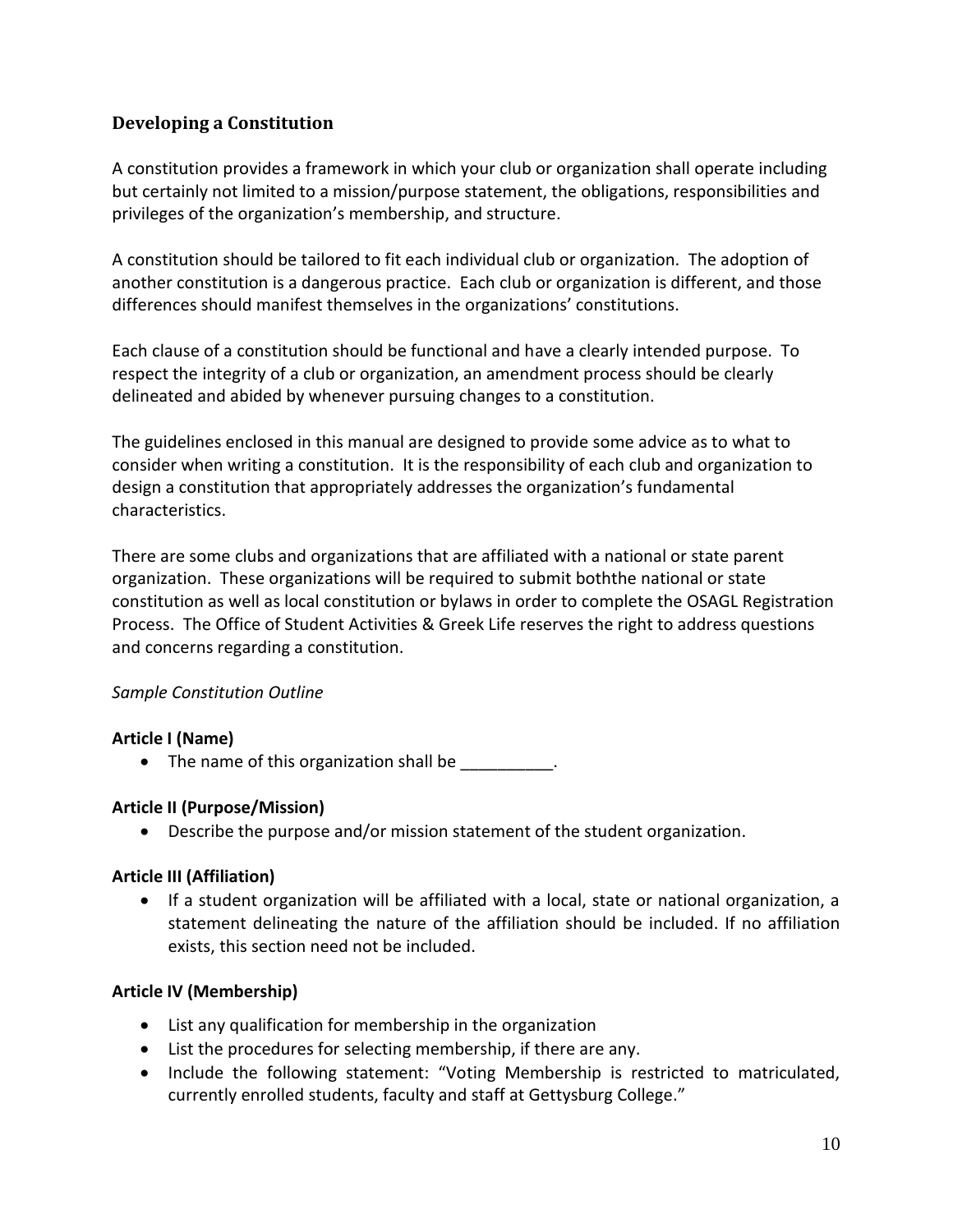## Developing a Constitution

A constitution provides a framework in which your club or organization shall operate including but certainly not limited to a mission/purpose statement, the obligations, responsibilities and privileges of the organization's membership, and structure.

A constitution should be tailored to fit each individual club or organization. The adoption of another constitution is a dangerous practice. Each club or organization is different, and those differences should manifest themselves in the organizations' constitutions.

Each clause of a constitution should be functional and have a clearly intended purpose. To respect the integrity of a club or organization, an amendment process should be clearly delineated and abided by whenever pursuing changes to a constitution.

The guidelines enclosed in this manual are designed to provide some advice as to what to consider when writing a constitution. It is the responsibility of each club and organization to design a constitution that appropriately addresses the organization's fundamental characteristics.

There are some clubs and organizations that are affiliated with a national or state parent organization. These organizations will be required to submit boththe national or state constitution as well as local constitution or bylaws in order to complete the OSAGL Registration Process. The Office of Student Activities & Greek Life reserves the right to address questions and concerns regarding a constitution.

*Sample Constitution Outline*

**Article I (Name)**

- The name of this organization shall be __________.

**Article II (Purpose/Mission)**

- Describe the purpose and/or mission statement of the student organization.

**Article III (Affiliation)**

- If a student organization will be affiliated with a local, state or national organization, a statement delineating the nature of the affiliation should be included. If no affiliation exists, this section need not be included.

**Article IV (Membership)**

- List any qualification for membership in the organization
- List the procedures for selecting membership, if there are any.
- Include the following statement: "Voting Membership is restricted to matriculated, currently enrolled students, faculty and staff at Gettysburg College."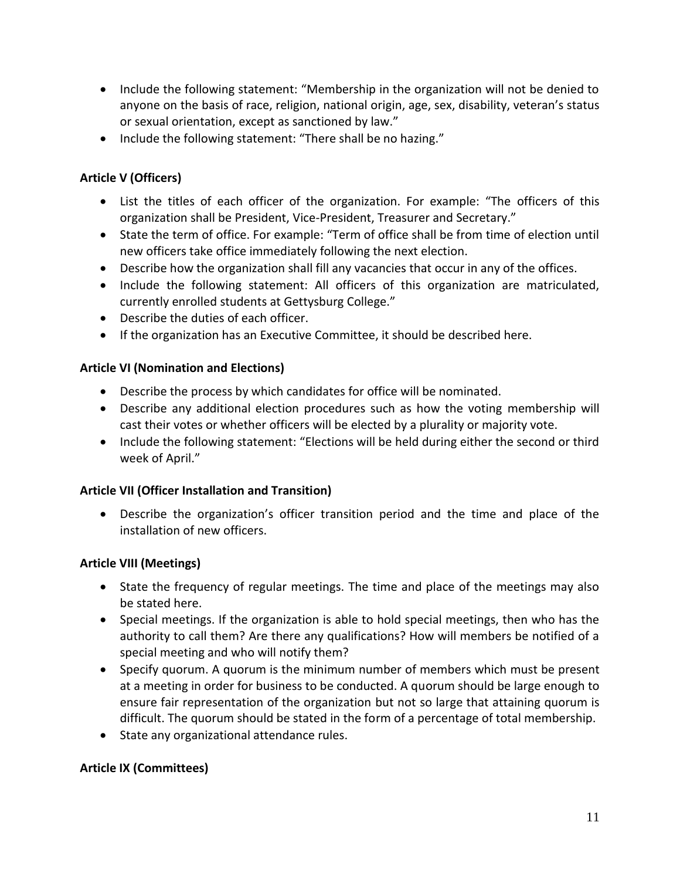- Include the following statement: "Membership in the organization will not be denied to anyone on the basis of race, religion, national origin, age, sex, disability, veteran's status or sexual orientation, except as sanctioned by law."
- Include the following statement: "There shall be no hazing."

**Article V (Officers)**

- List the titles of each officer of the organization. For example: "The officers of this organization shall be President, Vice-President, Treasurer and Secretary."
- State the term of office. For example: "Term of office shall be from time of election until new officers take office immediately following the next election.
- Describe how the organization shall fill any vacancies that occur in any of the offices.
- Include the following statement: All officers of this organization are matriculated, currently enrolled students at Gettysburg College."
- Describe the duties of each officer.
- If the organization has an Executive Committee, it should be described here.

**Article VI (Nomination and Elections)**

- Describe the process by which candidates for office will be nominated.
- Describe any additional election procedures such as how the voting membership will cast their votes or whether officers will be elected by a plurality or majority vote.
- Include the following statement: "Elections will be held during either the second or third week of April."

**Article VII (Officer Installation and Transition)**

- Describe the organization's officer transition period and the time and place of the installation of new officers.

**Article VIII (Meetings)**

- State the frequency of regular meetings. The time and place of the meetings may also be stated here.
- Special meetings. If the organization is able to hold special meetings, then who has the authority to call them? Are there any qualifications? How will members be notified of a special meeting and who will notify them?
- Specify quorum. A quorum is the minimum number of members which must be present at a meeting in order for business to be conducted. A quorum should be large enough to ensure fair representation of the organization but not so large that attaining quorum is difficult. The quorum should be stated in the form of a percentage of total membership.
- State any organizational attendance rules.

**Article IX (Committees)**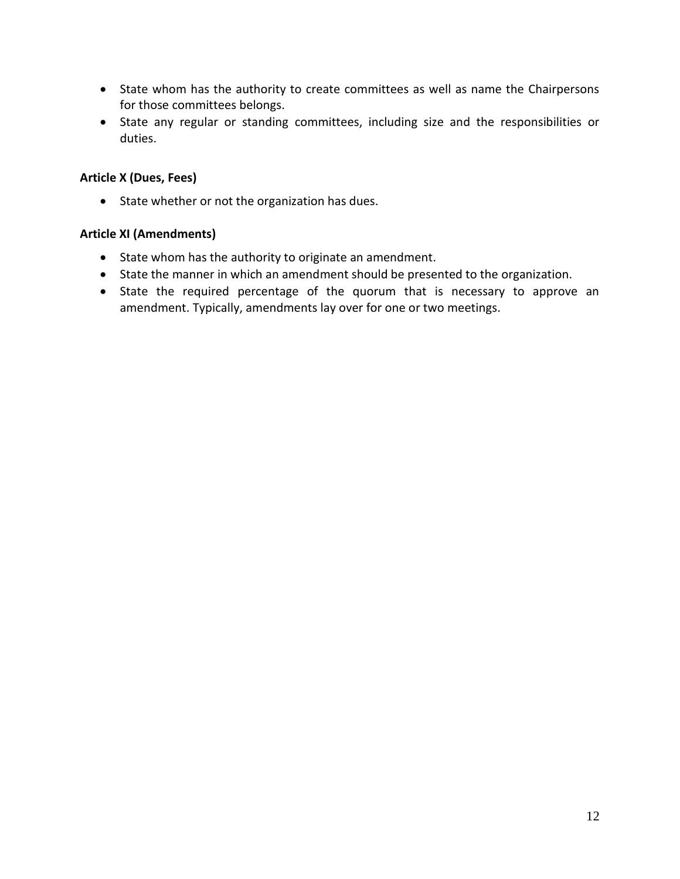- State whom has the authority to create committees as well as name the Chairpersons for those committees belongs.
- State any regular or standing committees, including size and the responsibilities or duties.

**Article X (Dues, Fees)**

- State whether or not the organization has dues.

**Article XI (Amendments)**

- State whom has the authority to originate an amendment.
- State the manner in which an amendment should be presented to the organization.
- State the required percentage of the quorum that is necessary to approve an amendment. Typically, amendments lay over for one or two meetings.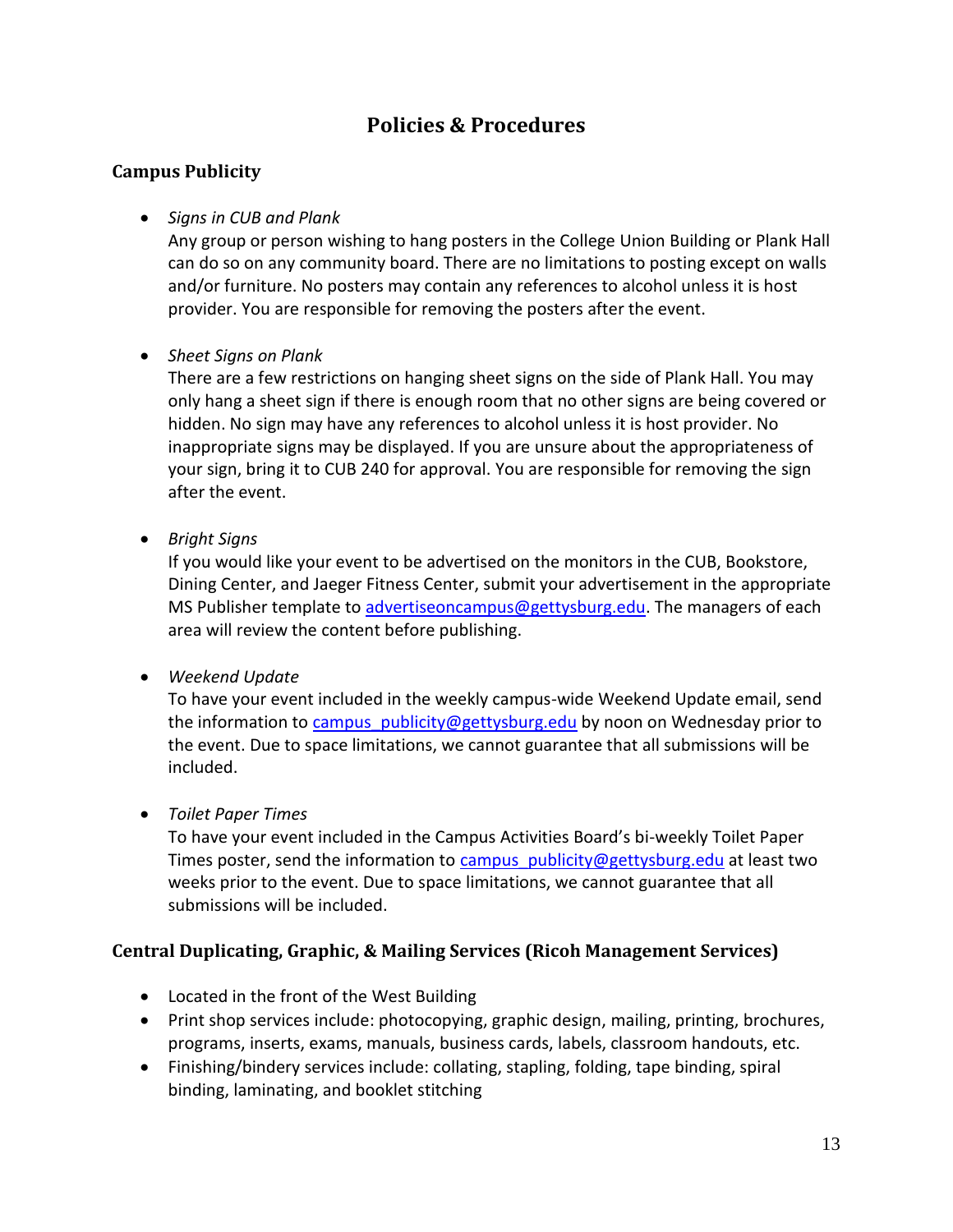# Policies & Procedures

## Campus Publicity

- *Signs in CUB and Plank*
  Any group or person wishing to hang posters in the College Union Building or Plank Hall can do so on any community board. There are no limitations to posting except on walls and/or furniture. No posters may contain any references to alcohol unless it is host provider. You are responsible for removing the posters after the event.

- *Sheet Signs on Plank*
  There are a few restrictions on hanging sheet signs on the side of Plank Hall. You may only hang a sheet sign if there is enough room that no other signs are being covered or hidden. No sign may have any references to alcohol unless it is host provider. No inappropriate signs may be displayed. If you are unsure about the appropriateness of your sign, bring it to CUB 240 for approval. You are responsible for removing the sign after the event.

- *Bright Signs*
  If you would like your event to be advertised on the monitors in the CUB, Bookstore, Dining Center, and Jaeger Fitness Center, submit your advertisement in the appropriate MS Publisher template to advertiseoncampus@gettysburg.edu. The managers of each area will review the content before publishing.

- *Weekend Update*
  To have your event included in the weekly campus-wide Weekend Update email, send the information to campus_publicity@gettysburg.edu by noon on Wednesday prior to the event. Due to space limitations, we cannot guarantee that all submissions will be included.

- *Toilet Paper Times*
  To have your event included in the Campus Activities Board's bi-weekly Toilet Paper Times poster, send the information to campus_publicity@gettysburg.edu at least two weeks prior to the event. Due to space limitations, we cannot guarantee that all submissions will be included.

## Central Duplicating, Graphic, & Mailing Services (Ricoh Management Services)

- Located in the front of the West Building
- Print shop services include: photocopying, graphic design, mailing, printing, brochures, programs, inserts, exams, manuals, business cards, labels, classroom handouts, etc.
- Finishing/bindery services include: collating, stapling, folding, tape binding, spiral binding, laminating, and booklet stitching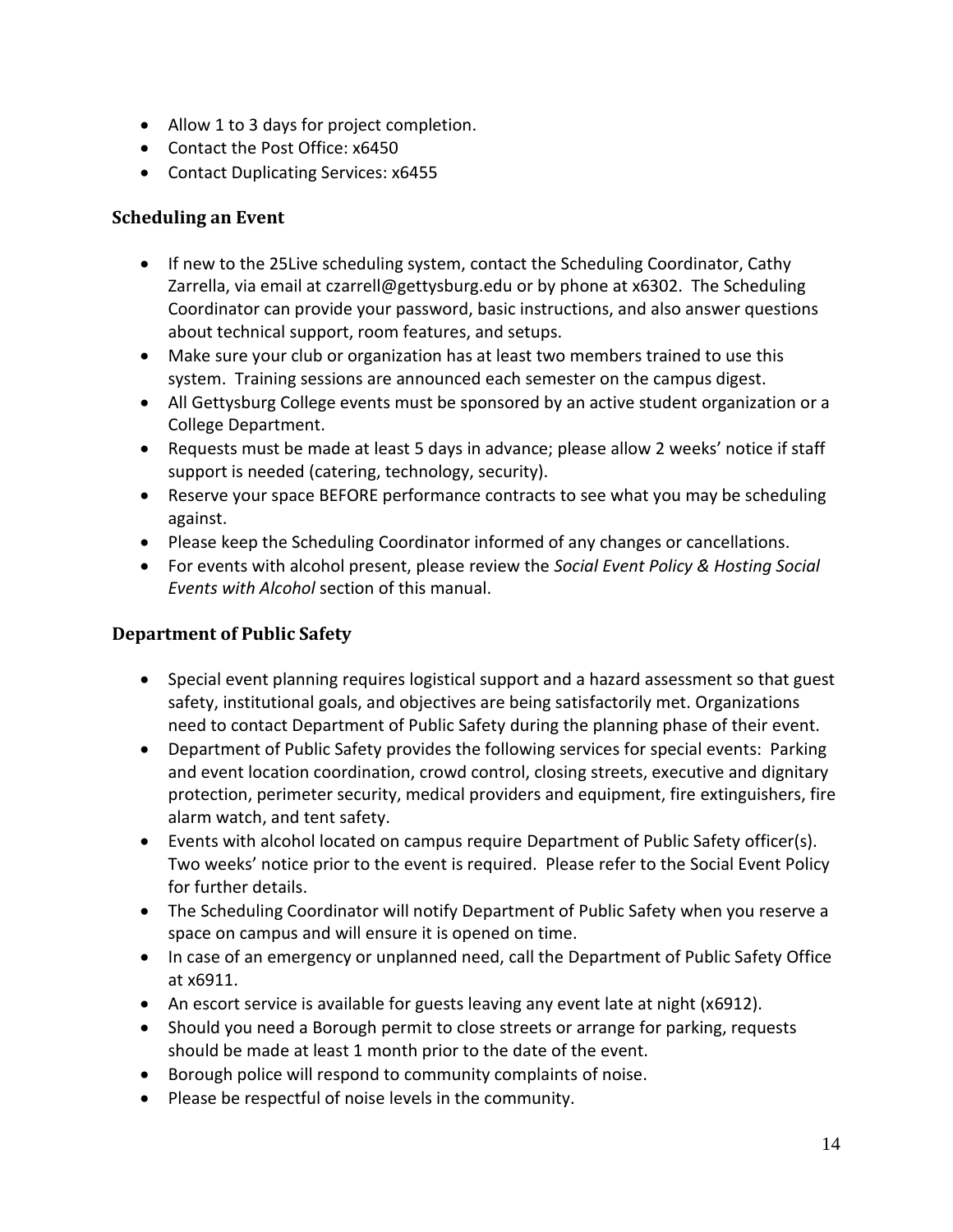- Allow 1 to 3 days for project completion.
- Contact the Post Office: x6450
- Contact Duplicating Services: x6455

### Scheduling an Event

- If new to the 25Live scheduling system, contact the Scheduling Coordinator, Cathy Zarrella, via email at czarrell@gettysburg.edu or by phone at x6302. The Scheduling Coordinator can provide your password, basic instructions, and also answer questions about technical support, room features, and setups.
- Make sure your club or organization has at least two members trained to use this system. Training sessions are announced each semester on the campus digest.
- All Gettysburg College events must be sponsored by an active student organization or a College Department.
- Requests must be made at least 5 days in advance; please allow 2 weeks' notice if staff support is needed (catering, technology, security).
- Reserve your space BEFORE performance contracts to see what you may be scheduling against.
- Please keep the Scheduling Coordinator informed of any changes or cancellations.
- For events with alcohol present, please review the *Social Event Policy & Hosting Social Events with Alcohol* section of this manual.

### Department of Public Safety

- Special event planning requires logistical support and a hazard assessment so that guest safety, institutional goals, and objectives are being satisfactorily met. Organizations need to contact Department of Public Safety during the planning phase of their event.
- Department of Public Safety provides the following services for special events: Parking and event location coordination, crowd control, closing streets, executive and dignitary protection, perimeter security, medical providers and equipment, fire extinguishers, fire alarm watch, and tent safety.
- Events with alcohol located on campus require Department of Public Safety officer(s). Two weeks' notice prior to the event is required. Please refer to the Social Event Policy for further details.
- The Scheduling Coordinator will notify Department of Public Safety when you reserve a space on campus and will ensure it is opened on time.
- In case of an emergency or unplanned need, call the Department of Public Safety Office at x6911.
- An escort service is available for guests leaving any event late at night (x6912).
- Should you need a Borough permit to close streets or arrange for parking, requests should be made at least 1 month prior to the date of the event.
- Borough police will respond to community complaints of noise.
- Please be respectful of noise levels in the community.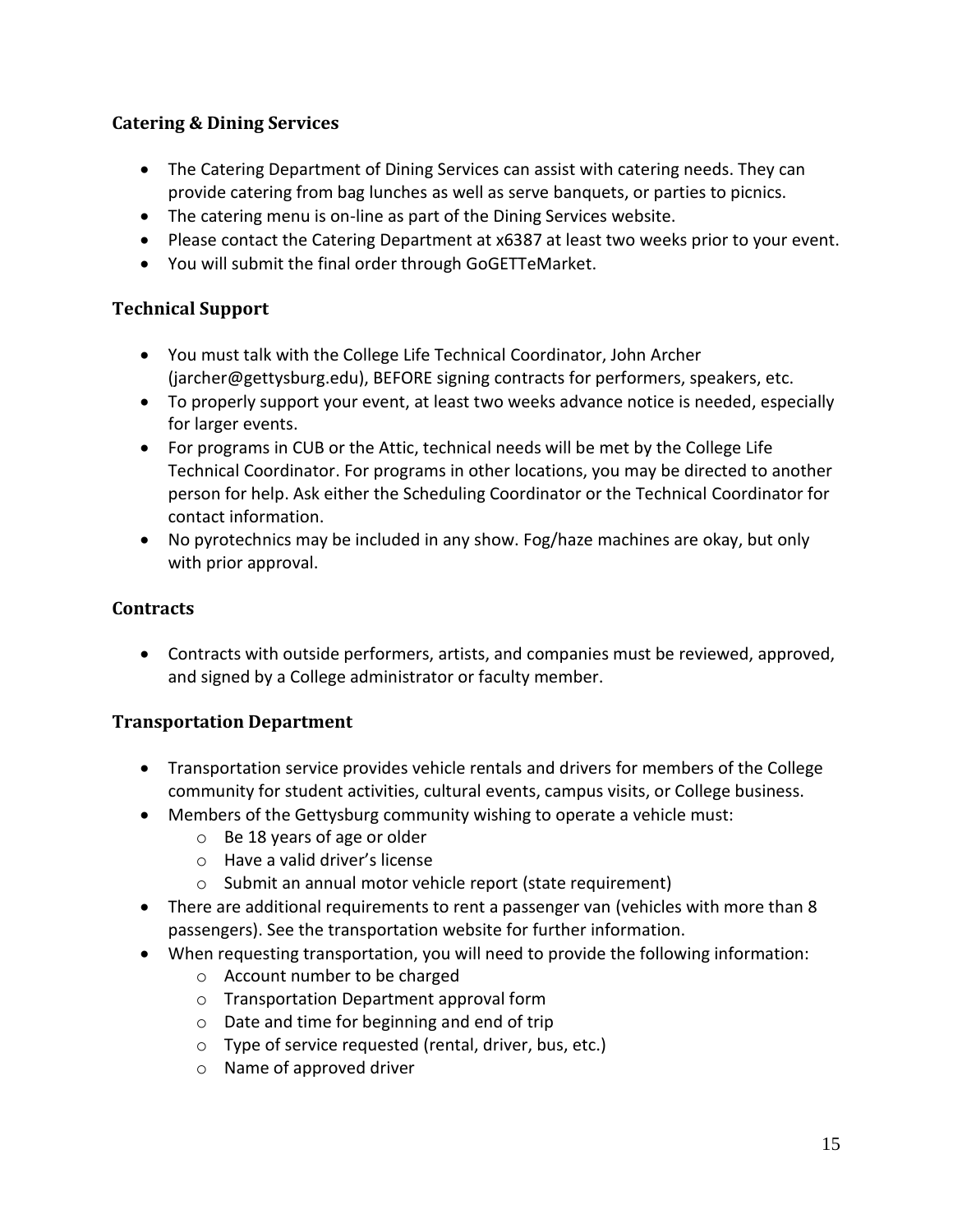### Catering & Dining Services

- The Catering Department of Dining Services can assist with catering needs. They can provide catering from bag lunches as well as serve banquets, or parties to picnics.
- The catering menu is on-line as part of the Dining Services website.
- Please contact the Catering Department at x6387 at least two weeks prior to your event.
- You will submit the final order through GoGETTeMarket.

### Technical Support

- You must talk with the College Life Technical Coordinator, John Archer (jarcher@gettysburg.edu), BEFORE signing contracts for performers, speakers, etc.
- To properly support your event, at least two weeks advance notice is needed, especially for larger events.
- For programs in CUB or the Attic, technical needs will be met by the College Life Technical Coordinator. For programs in other locations, you may be directed to another person for help. Ask either the Scheduling Coordinator or the Technical Coordinator for contact information.
- No pyrotechnics may be included in any show. Fog/haze machines are okay, but only with prior approval.

### Contracts

- Contracts with outside performers, artists, and companies must be reviewed, approved, and signed by a College administrator or faculty member.

### Transportation Department

- Transportation service provides vehicle rentals and drivers for members of the College community for student activities, cultural events, campus visits, or College business.
- Members of the Gettysburg community wishing to operate a vehicle must:
  - Be 18 years of age or older
  - Have a valid driver's license
  - Submit an annual motor vehicle report (state requirement)
- There are additional requirements to rent a passenger van (vehicles with more than 8 passengers). See the transportation website for further information.
- When requesting transportation, you will need to provide the following information:
  - Account number to be charged
  - Transportation Department approval form
  - Date and time for beginning and end of trip
  - Type of service requested (rental, driver, bus, etc.)
  - Name of approved driver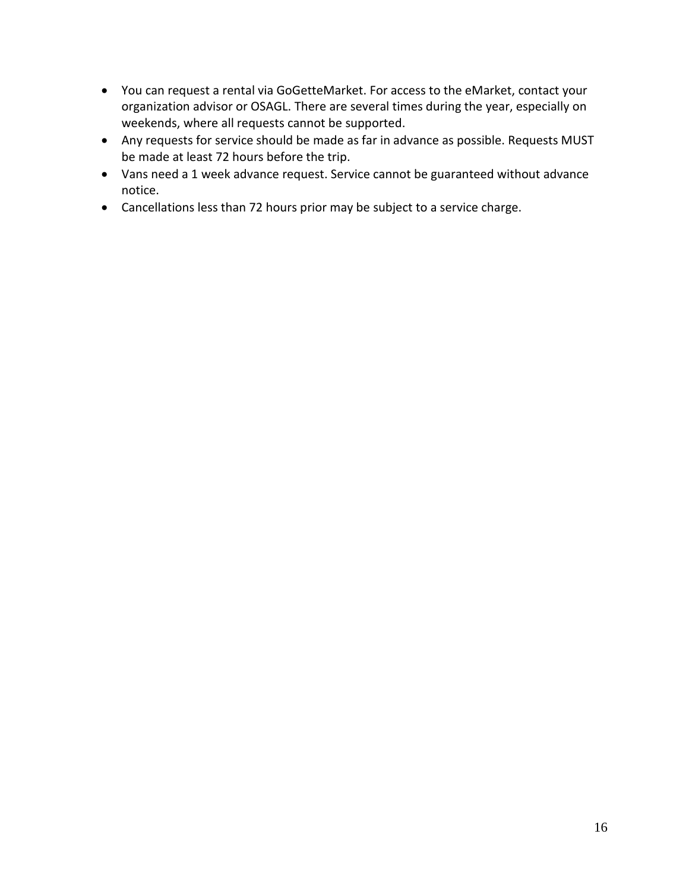- You can request a rental via GoGetteMarket. For access to the eMarket, contact your organization advisor or OSAGL. There are several times during the year, especially on weekends, where all requests cannot be supported.
- Any requests for service should be made as far in advance as possible. Requests MUST be made at least 72 hours before the trip.
- Vans need a 1 week advance request. Service cannot be guaranteed without advance notice.
- Cancellations less than 72 hours prior may be subject to a service charge.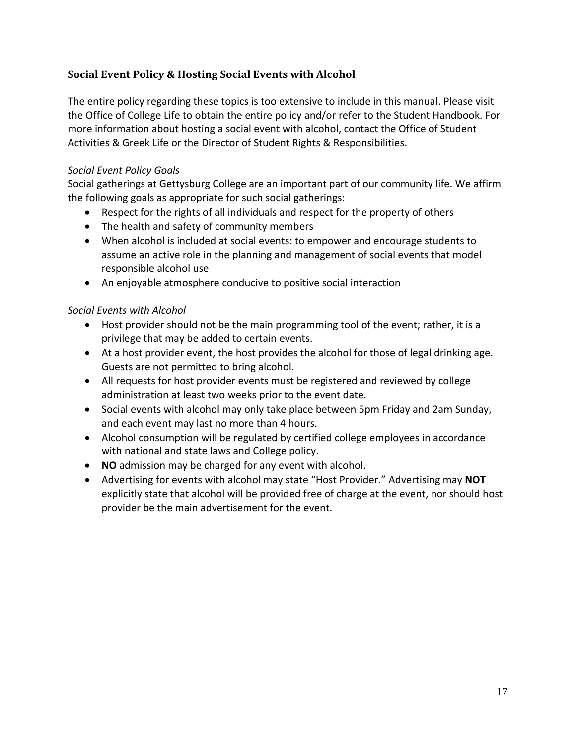## Social Event Policy & Hosting Social Events with Alcohol

The entire policy regarding these topics is too extensive to include in this manual. Please visit the Office of College Life to obtain the entire policy and/or refer to the Student Handbook. For more information about hosting a social event with alcohol, contact the Office of Student Activities & Greek Life or the Director of Student Rights & Responsibilities.

*Social Event Policy Goals*

Social gatherings at Gettysburg College are an important part of our community life. We affirm the following goals as appropriate for such social gatherings:

- Respect for the rights of all individuals and respect for the property of others
- The health and safety of community members
- When alcohol is included at social events: to empower and encourage students to assume an active role in the planning and management of social events that model responsible alcohol use
- An enjoyable atmosphere conducive to positive social interaction

*Social Events with Alcohol*

- Host provider should not be the main programming tool of the event; rather, it is a privilege that may be added to certain events.
- At a host provider event, the host provides the alcohol for those of legal drinking age. Guests are not permitted to bring alcohol.
- All requests for host provider events must be registered and reviewed by college administration at least two weeks prior to the event date.
- Social events with alcohol may only take place between 5pm Friday and 2am Sunday, and each event may last no more than 4 hours.
- Alcohol consumption will be regulated by certified college employees in accordance with national and state laws and College policy.
- **NO** admission may be charged for any event with alcohol.
- Advertising for events with alcohol may state "Host Provider." Advertising may **NOT** explicitly state that alcohol will be provided free of charge at the event, nor should host provider be the main advertisement for the event.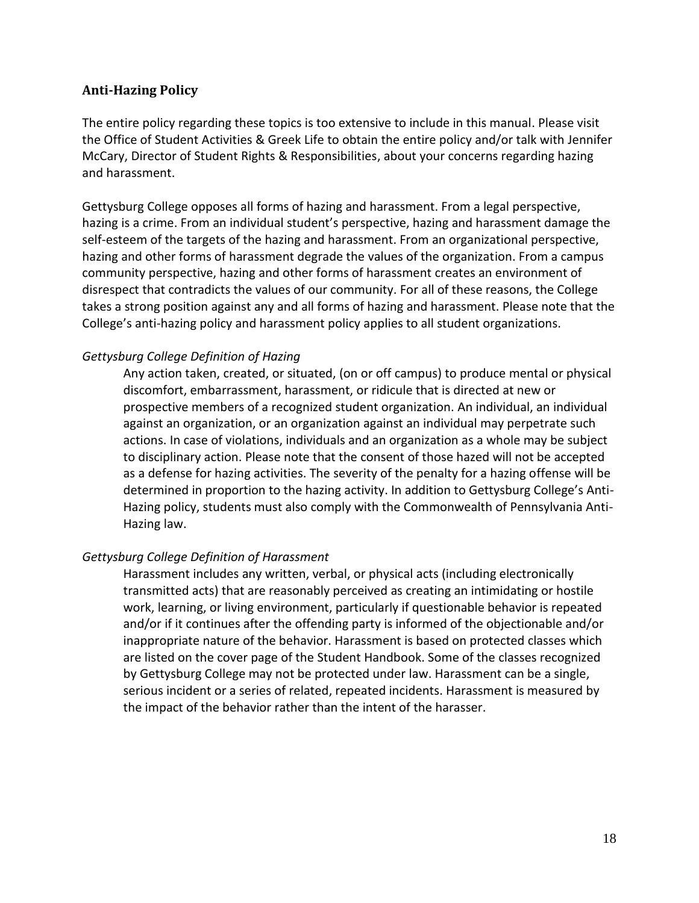## Anti-Hazing Policy

The entire policy regarding these topics is too extensive to include in this manual. Please visit the Office of Student Activities & Greek Life to obtain the entire policy and/or talk with Jennifer McCary, Director of Student Rights & Responsibilities, about your concerns regarding hazing and harassment.

Gettysburg College opposes all forms of hazing and harassment. From a legal perspective, hazing is a crime. From an individual student's perspective, hazing and harassment damage the self-esteem of the targets of the hazing and harassment. From an organizational perspective, hazing and other forms of harassment degrade the values of the organization. From a campus community perspective, hazing and other forms of harassment creates an environment of disrespect that contradicts the values of our community. For all of these reasons, the College takes a strong position against any and all forms of hazing and harassment. Please note that the College's anti-hazing policy and harassment policy applies to all student organizations.

*Gettysburg College Definition of Hazing*

> Any action taken, created, or situated, (on or off campus) to produce mental or physical discomfort, embarrassment, harassment, or ridicule that is directed at new or prospective members of a recognized student organization. An individual, an individual against an organization, or an organization against an individual may perpetrate such actions. In case of violations, individuals and an organization as a whole may be subject to disciplinary action. Please note that the consent of those hazed will not be accepted as a defense for hazing activities. The severity of the penalty for a hazing offense will be determined in proportion to the hazing activity. In addition to Gettysburg College's Anti-Hazing policy, students must also comply with the Commonwealth of Pennsylvania Anti-Hazing law.

*Gettysburg College Definition of Harassment*

> Harassment includes any written, verbal, or physical acts (including electronically transmitted acts) that are reasonably perceived as creating an intimidating or hostile work, learning, or living environment, particularly if questionable behavior is repeated and/or if it continues after the offending party is informed of the objectionable and/or inappropriate nature of the behavior. Harassment is based on protected classes which are listed on the cover page of the Student Handbook. Some of the classes recognized by Gettysburg College may not be protected under law. Harassment can be a single, serious incident or a series of related, repeated incidents. Harassment is measured by the impact of the behavior rather than the intent of the harasser.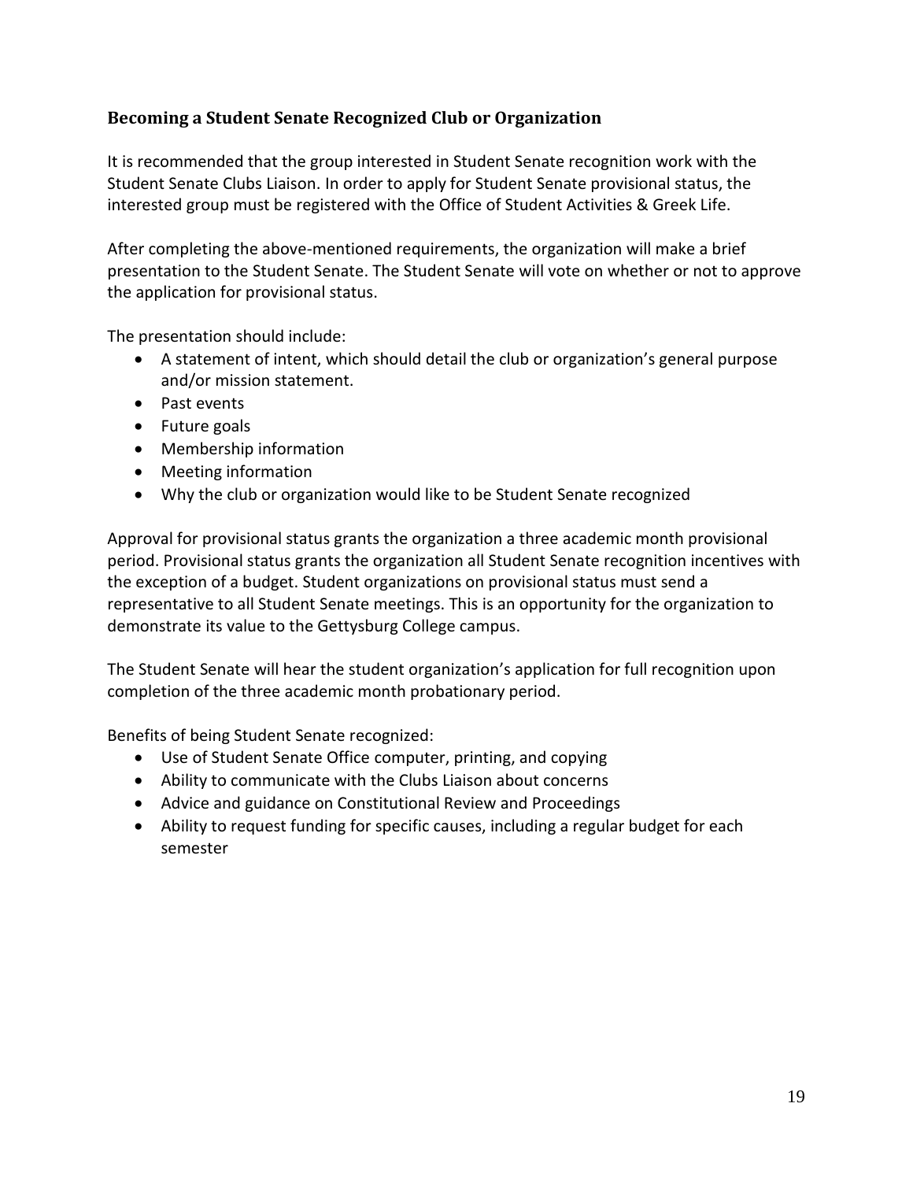### Becoming a Student Senate Recognized Club or Organization

It is recommended that the group interested in Student Senate recognition work with the Student Senate Clubs Liaison. In order to apply for Student Senate provisional status, the interested group must be registered with the Office of Student Activities & Greek Life.

After completing the above-mentioned requirements, the organization will make a brief presentation to the Student Senate. The Student Senate will vote on whether or not to approve the application for provisional status.

The presentation should include:

- A statement of intent, which should detail the club or organization's general purpose and/or mission statement.
- Past events
- Future goals
- Membership information
- Meeting information
- Why the club or organization would like to be Student Senate recognized

Approval for provisional status grants the organization a three academic month provisional period. Provisional status grants the organization all Student Senate recognition incentives with the exception of a budget. Student organizations on provisional status must send a representative to all Student Senate meetings. This is an opportunity for the organization to demonstrate its value to the Gettysburg College campus.

The Student Senate will hear the student organization's application for full recognition upon completion of the three academic month probationary period.

Benefits of being Student Senate recognized:

- Use of Student Senate Office computer, printing, and copying
- Ability to communicate with the Clubs Liaison about concerns
- Advice and guidance on Constitutional Review and Proceedings
- Ability to request funding for specific causes, including a regular budget for each semester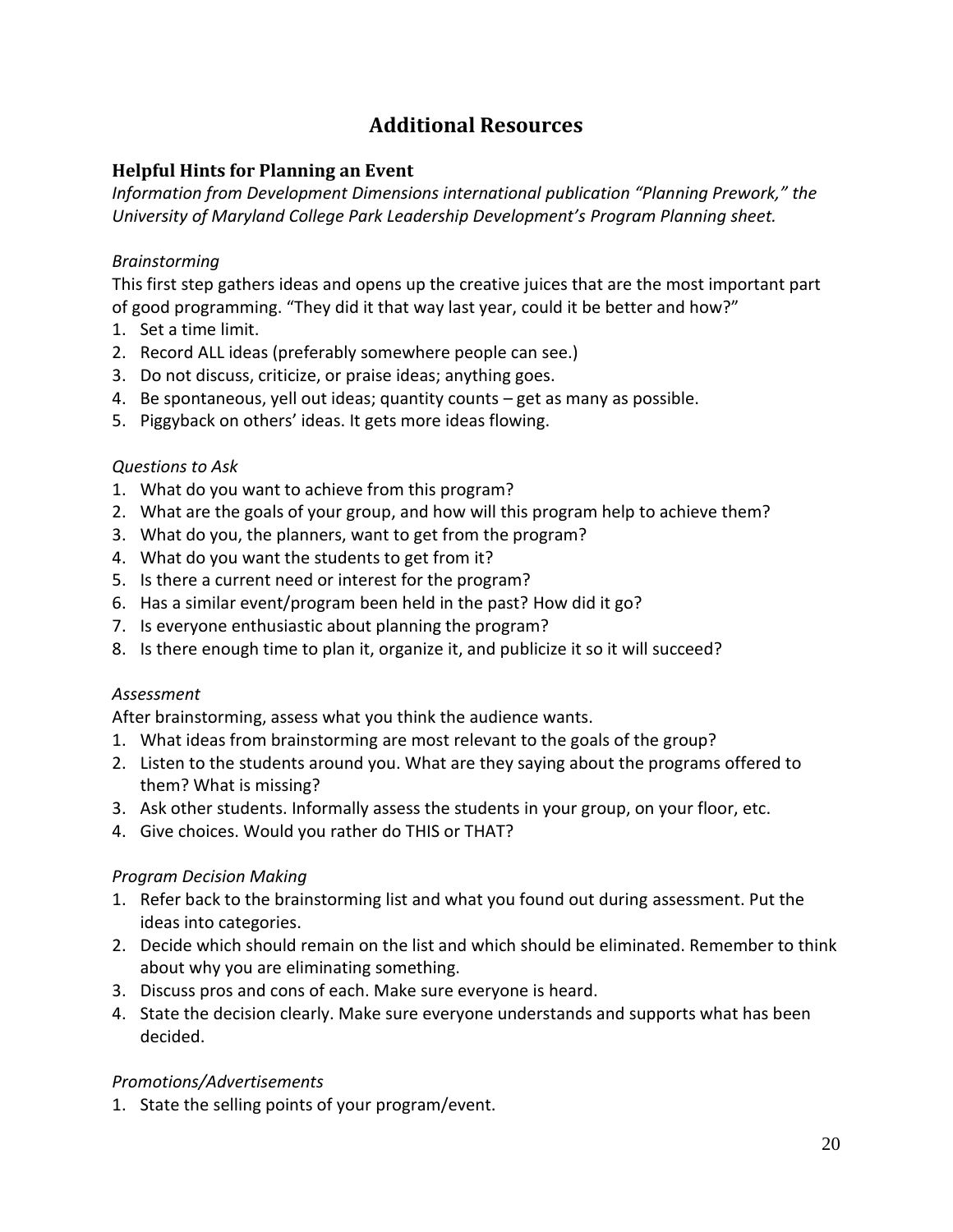# Additional Resources

## Helpful Hints for Planning an Event

*Information from Development Dimensions international publication "Planning Prework," the University of Maryland College Park Leadership Development's Program Planning sheet.*

*Brainstorming*

This first step gathers ideas and opens up the creative juices that are the most important part of good programming. "They did it that way last year, could it be better and how?"

1. Set a time limit.
2. Record ALL ideas (preferably somewhere people can see.)
3. Do not discuss, criticize, or praise ideas; anything goes.
4. Be spontaneous, yell out ideas; quantity counts – get as many as possible.
5. Piggyback on others' ideas. It gets more ideas flowing.

*Questions to Ask*

1. What do you want to achieve from this program?
2. What are the goals of your group, and how will this program help to achieve them?
3. What do you, the planners, want to get from the program?
4. What do you want the students to get from it?
5. Is there a current need or interest for the program?
6. Has a similar event/program been held in the past? How did it go?
7. Is everyone enthusiastic about planning the program?
8. Is there enough time to plan it, organize it, and publicize it so it will succeed?

*Assessment*

After brainstorming, assess what you think the audience wants.

1. What ideas from brainstorming are most relevant to the goals of the group?
2. Listen to the students around you. What are they saying about the programs offered to them? What is missing?
3. Ask other students. Informally assess the students in your group, on your floor, etc.
4. Give choices. Would you rather do THIS or THAT?

*Program Decision Making*

1. Refer back to the brainstorming list and what you found out during assessment. Put the ideas into categories.
2. Decide which should remain on the list and which should be eliminated. Remember to think about why you are eliminating something.
3. Discuss pros and cons of each. Make sure everyone is heard.
4. State the decision clearly. Make sure everyone understands and supports what has been decided.

*Promotions/Advertisements*

1. State the selling points of your program/event.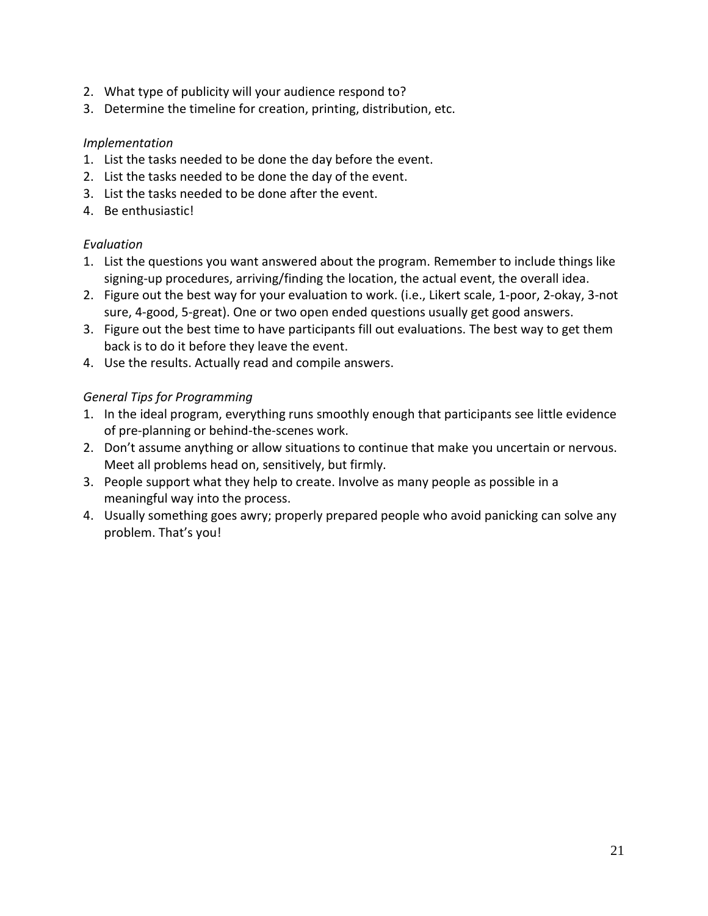2. What type of publicity will your audience respond to?
3. Determine the timeline for creation, printing, distribution, etc.

*Implementation*

1. List the tasks needed to be done the day before the event.
2. List the tasks needed to be done the day of the event.
3. List the tasks needed to be done after the event.
4. Be enthusiastic!

*Evaluation*

1. List the questions you want answered about the program. Remember to include things like signing-up procedures, arriving/finding the location, the actual event, the overall idea.
2. Figure out the best way for your evaluation to work. (i.e., Likert scale, 1-poor, 2-okay, 3-not sure, 4-good, 5-great). One or two open ended questions usually get good answers.
3. Figure out the best time to have participants fill out evaluations. The best way to get them back is to do it before they leave the event.
4. Use the results. Actually read and compile answers.

*General Tips for Programming*

1. In the ideal program, everything runs smoothly enough that participants see little evidence of pre-planning or behind-the-scenes work.
2. Don't assume anything or allow situations to continue that make you uncertain or nervous. Meet all problems head on, sensitively, but firmly.
3. People support what they help to create. Involve as many people as possible in a meaningful way into the process.
4. Usually something goes awry; properly prepared people who avoid panicking can solve any problem. That's you!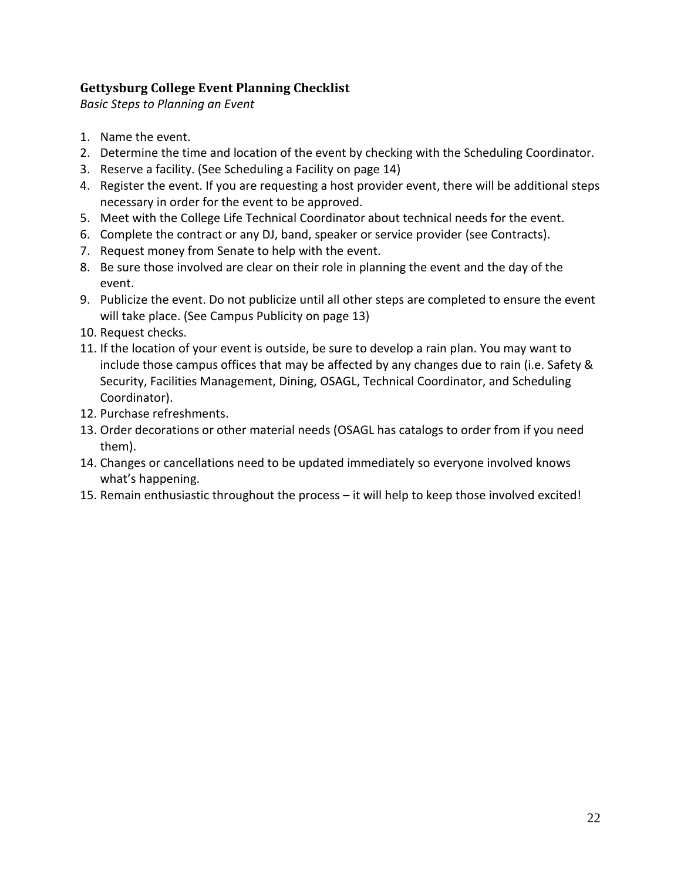### Gettysburg College Event Planning Checklist

*Basic Steps to Planning an Event*

1. Name the event.
2. Determine the time and location of the event by checking with the Scheduling Coordinator.
3. Reserve a facility. (See Scheduling a Facility on page 14)
4. Register the event. If you are requesting a host provider event, there will be additional steps necessary in order for the event to be approved.
5. Meet with the College Life Technical Coordinator about technical needs for the event.
6. Complete the contract or any DJ, band, speaker or service provider (see Contracts).
7. Request money from Senate to help with the event.
8. Be sure those involved are clear on their role in planning the event and the day of the event.
9. Publicize the event. Do not publicize until all other steps are completed to ensure the event will take place. (See Campus Publicity on page 13)
10. Request checks.
11. If the location of your event is outside, be sure to develop a rain plan. You may want to include those campus offices that may be affected by any changes due to rain (i.e. Safety & Security, Facilities Management, Dining, OSAGL, Technical Coordinator, and Scheduling Coordinator).
12. Purchase refreshments.
13. Order decorations or other material needs (OSAGL has catalogs to order from if you need them).
14. Changes or cancellations need to be updated immediately so everyone involved knows what's happening.
15. Remain enthusiastic throughout the process – it will help to keep those involved excited!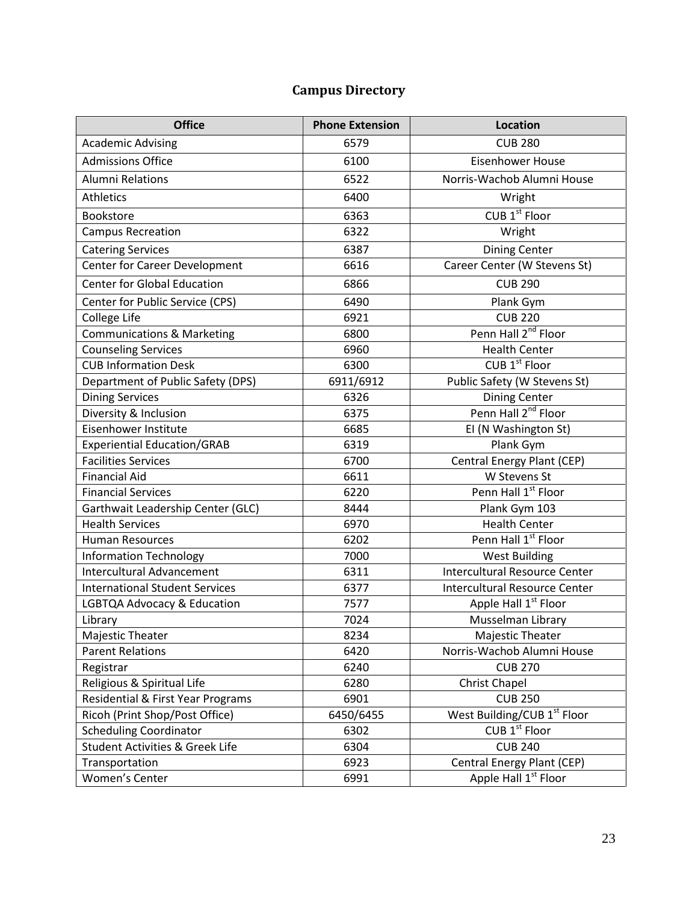# Campus Directory

| Office | Phone Extension | Location |
|---|---|---|
| Academic Advising | 6579 | CUB 280 |
| Admissions Office | 6100 | Eisenhower House |
| Alumni Relations | 6522 | Norris-Wachob Alumni House |
| Athletics | 6400 | Wright |
| Bookstore | 6363 | CUB 1st Floor |
| Campus Recreation | 6322 | Wright |
| Catering Services | 6387 | Dining Center |
| Center for Career Development | 6616 | Career Center (W Stevens St) |
| Center for Global Education | 6866 | CUB 290 |
| Center for Public Service (CPS) | 6490 | Plank Gym |
| College Life | 6921 | CUB 220 |
| Communications & Marketing | 6800 | Penn Hall 2nd Floor |
| Counseling Services | 6960 | Health Center |
| CUB Information Desk | 6300 | CUB 1st Floor |
| Department of Public Safety (DPS) | 6911/6912 | Public Safety (W Stevens St) |
| Dining Services | 6326 | Dining Center |
| Diversity & Inclusion | 6375 | Penn Hall 2nd Floor |
| Eisenhower Institute | 6685 | EI (N Washington St) |
| Experiential Education/GRAB | 6319 | Plank Gym |
| Facilities Services | 6700 | Central Energy Plant (CEP) |
| Financial Aid | 6611 | W Stevens St |
| Financial Services | 6220 | Penn Hall 1st Floor |
| Garthwait Leadership Center (GLC) | 8444 | Plank Gym 103 |
| Health Services | 6970 | Health Center |
| Human Resources | 6202 | Penn Hall 1st Floor |
| Information Technology | 7000 | West Building |
| Intercultural Advancement | 6311 | Intercultural Resource Center |
| International Student Services | 6377 | Intercultural Resource Center |
| LGBTQA Advocacy & Education | 7577 | Apple Hall 1st Floor |
| Library | 7024 | Musselman Library |
| Majestic Theater | 8234 | Majestic Theater |
| Parent Relations | 6420 | Norris-Wachob Alumni House |
| Registrar | 6240 | CUB 270 |
| Religious & Spiritual Life | 6280 | Christ Chapel |
| Residential & First Year Programs | 6901 | CUB 250 |
| Ricoh (Print Shop/Post Office) | 6450/6455 | West Building/CUB 1st Floor |
| Scheduling Coordinator | 6302 | CUB 1st Floor |
| Student Activities & Greek Life | 6304 | CUB 240 |
| Transportation | 6923 | Central Energy Plant (CEP) |
| Women's Center | 6991 | Apple Hall 1st Floor |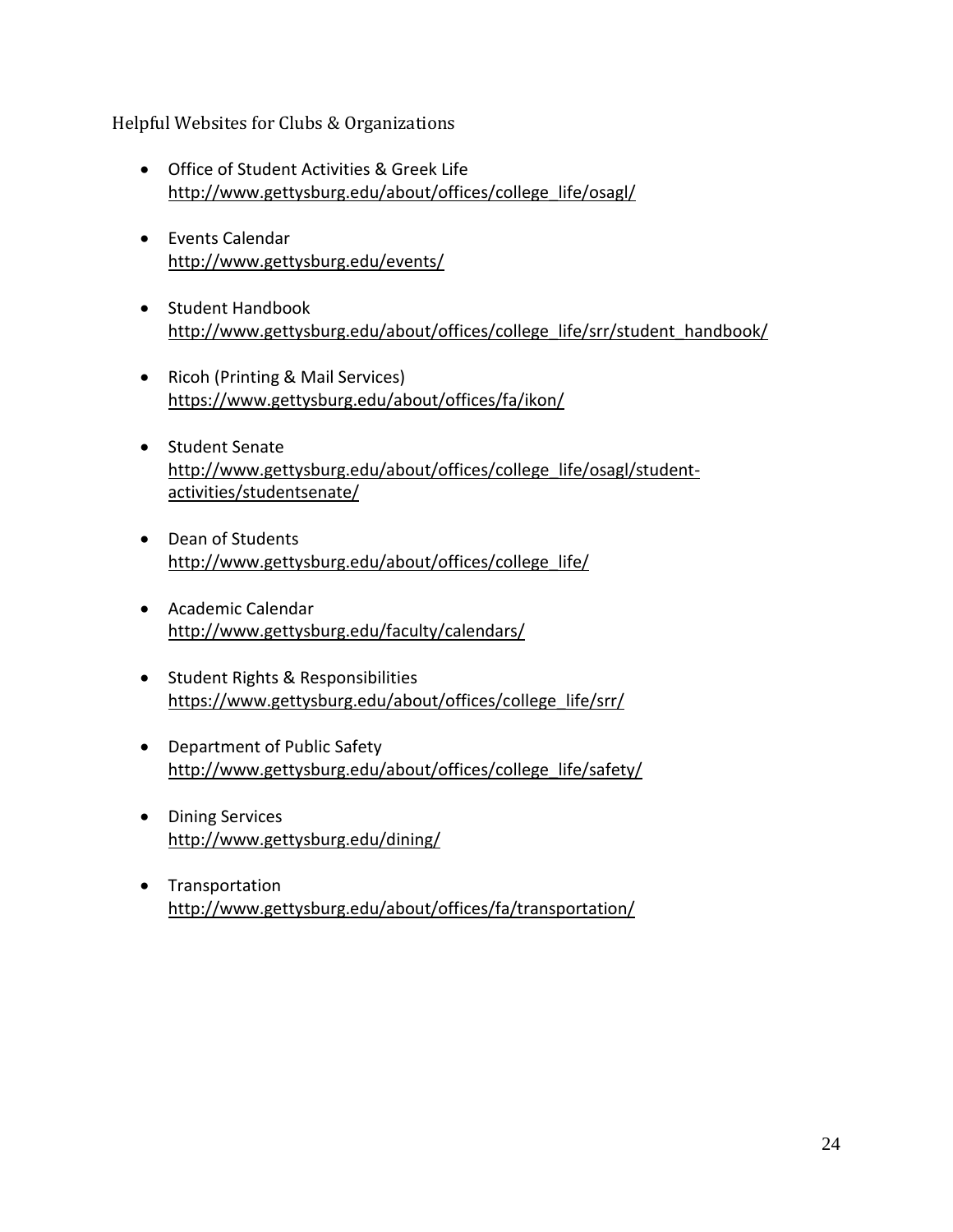## Helpful Websites for Clubs & Organizations

- Office of Student Activities & Greek Life
  http://www.gettysburg.edu/about/offices/college_life/osagl/

- Events Calendar
  http://www.gettysburg.edu/events/

- Student Handbook
  http://www.gettysburg.edu/about/offices/college_life/srr/student_handbook/

- Ricoh (Printing & Mail Services)
  https://www.gettysburg.edu/about/offices/fa/ikon/

- Student Senate
  http://www.gettysburg.edu/about/offices/college_life/osagl/student-activities/studentsenate/

- Dean of Students
  http://www.gettysburg.edu/about/offices/college_life/

- Academic Calendar
  http://www.gettysburg.edu/faculty/calendars/

- Student Rights & Responsibilities
  https://www.gettysburg.edu/about/offices/college_life/srr/

- Department of Public Safety
  http://www.gettysburg.edu/about/offices/college_life/safety/

- Dining Services
  http://www.gettysburg.edu/dining/

- Transportation
  http://www.gettysburg.edu/about/offices/fa/transportation/